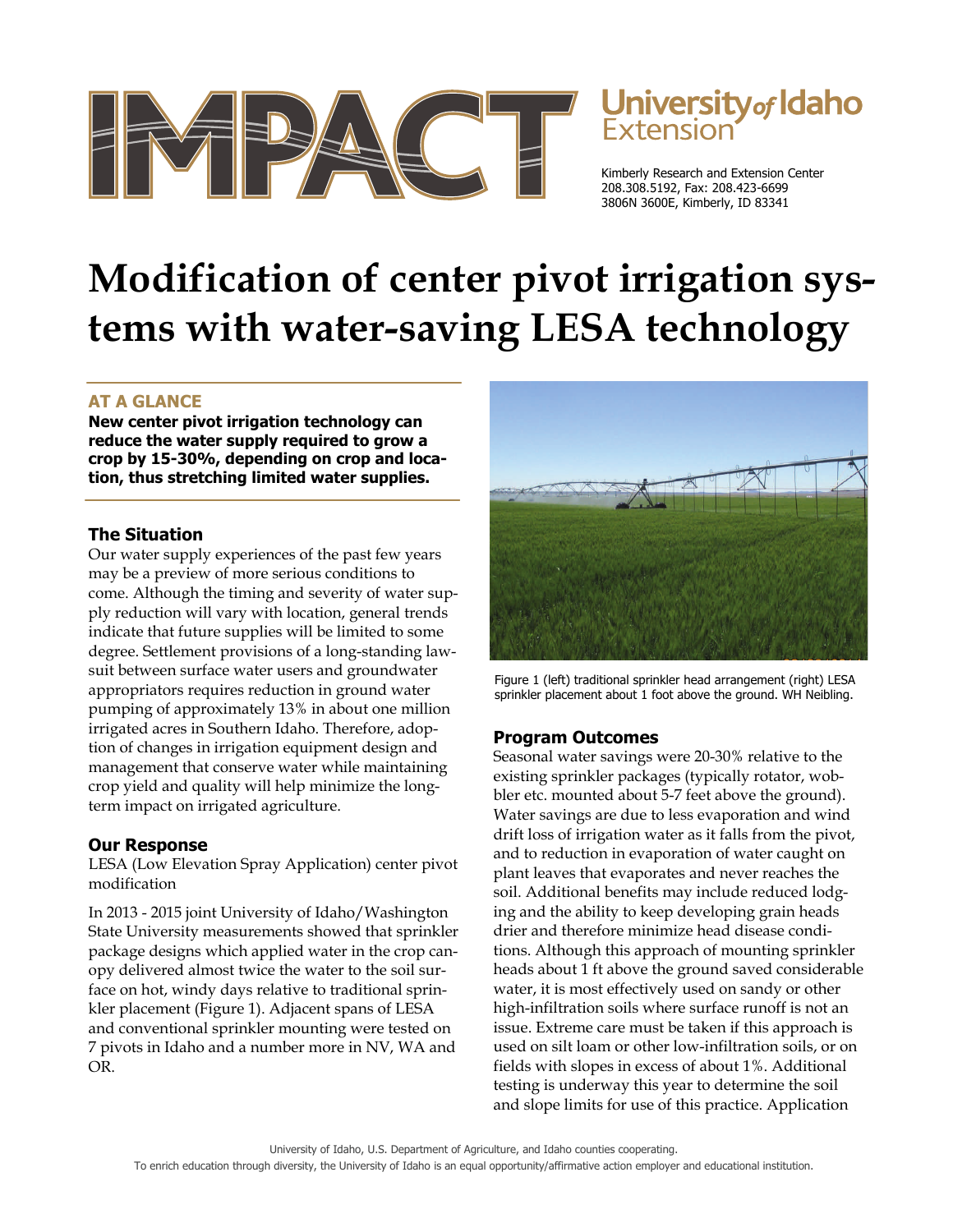IMPACT

University of Idaho Extension

Kimberly Research and Extension Center
208.308.5192, Fax: 208.423-6699
3806N 3600E, Kimberly, ID 83341

# Modification of center pivot irrigation systems with water-saving LESA technology

## AT A GLANCE

**New center pivot irrigation technology can reduce the water supply required to grow a crop by 15-30%, depending on crop and location, thus stretching limited water supplies.**

### The Situation

Our water supply experiences of the past few years may be a preview of more serious conditions to come. Although the timing and severity of water supply reduction will vary with location, general trends indicate that future supplies will be limited to some degree. Settlement provisions of a long-standing lawsuit between surface water users and groundwater appropriators requires reduction in ground water pumping of approximately 13% in about one million irrigated acres in Southern Idaho. Therefore, adoption of changes in irrigation equipment design and management that conserve water while maintaining crop yield and quality will help minimize the long-term impact on irrigated agriculture.

### Our Response

LESA (Low Elevation Spray Application) center pivot modification

In 2013 - 2015 joint University of Idaho/Washington State University measurements showed that sprinkler package designs which applied water in the crop canopy delivered almost twice the water to the soil surface on hot, windy days relative to traditional sprinkler placement (Figure 1). Adjacent spans of LESA and conventional sprinkler mounting were tested on 7 pivots in Idaho and a number more in NV, WA and OR.

Figure 1 (left) traditional sprinkler head arrangement (right) LESA sprinkler placement about 1 foot above the ground. WH Neibling.

### Program Outcomes

Seasonal water savings were 20-30% relative to the existing sprinkler packages (typically rotator, wobbler etc. mounted about 5-7 feet above the ground). Water savings are due to less evaporation and wind drift loss of irrigation water as it falls from the pivot, and to reduction in evaporation of water caught on plant leaves that evaporates and never reaches the soil. Additional benefits may include reduced lodging and the ability to keep developing grain heads drier and therefore minimize head disease conditions. Although this approach of mounting sprinkler heads about 1 ft above the ground saved considerable water, it is most effectively used on sandy or other high-infiltration soils where surface runoff is not an issue. Extreme care must be taken if this approach is used on silt loam or other low-infiltration soils, or on fields with slopes in excess of about 1%. Additional testing is underway this year to determine the soil and slope limits for use of this practice. Application

University of Idaho, U.S. Department of Agriculture, and Idaho counties cooperating.
To enrich education through diversity, the University of Idaho is an equal opportunity/affirmative action employer and educational institution.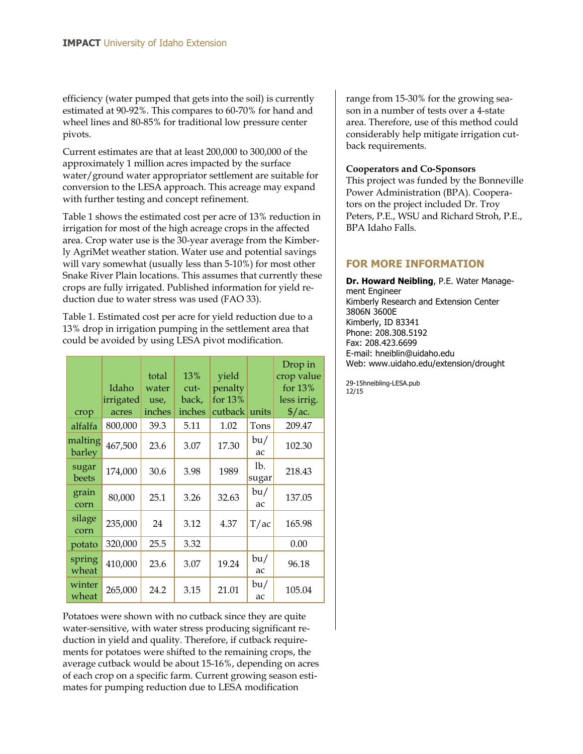efficiency (water pumped that gets into the soil) is currently estimated at 90-92%. This compares to 60-70% for hand and wheel lines and 80-85% for traditional low pressure center pivots.

Current estimates are that at least 200,000 to 300,000 of the approximately 1 million acres impacted by the surface water/ground water appropriator settlement are suitable for conversion to the LESA approach. This acreage may expand with further testing and concept refinement.

Table 1 shows the estimated cost per acre of 13% reduction in irrigation for most of the high acreage crops in the affected area. Crop water use is the 30-year average from the Kimberly AgriMet weather station. Water use and potential savings will vary somewhat (usually less than 5-10%) for most other Snake River Plain locations. This assumes that currently these crops are fully irrigated. Published information for yield reduction due to water stress was used (FAO 33).

Table 1. Estimated cost per acre for yield reduction due to a 13% drop in irrigation pumping in the settlement area that could be avoided by using LESA pivot modification.

| crop | Idaho irrigated acres | total water use, inches | 13% cut-back, inches | yield penalty for 13% cutback | units | Drop in crop value for 13% less irrig. $/ac. |
|---|---|---|---|---|---|---|
| alfalfa | 800,000 | 39.3 | 5.11 | 1.02 | Tons | 209.47 |
| malting barley | 467,500 | 23.6 | 3.07 | 17.30 | bu/ac | 102.30 |
| sugar beets | 174,000 | 30.6 | 3.98 | 1989 | lb. sugar | 218.43 |
| grain corn | 80,000 | 25.1 | 3.26 | 32.63 | bu/ac | 137.05 |
| silage corn | 235,000 | 24 | 3.12 | 4.37 | T/ac | 165.98 |
| potato | 320,000 | 25.5 | 3.32 | | | 0.00 |
| spring wheat | 410,000 | 23.6 | 3.07 | 19.24 | bu/ac | 96.18 |
| winter wheat | 265,000 | 24.2 | 3.15 | 21.01 | bu/ac | 105.04 |

Potatoes were shown with no cutback since they are quite water-sensitive, with water stress producing significant reduction in yield and quality. Therefore, if cutback requirements for potatoes were shifted to the remaining crops, the average cutback would be about 15-16%, depending on acres of each crop on a specific farm. Current growing season estimates for pumping reduction due to LESA modification range from 15-30% for the growing season in a number of tests over a 4-state area. Therefore, use of this method could considerably help mitigate irrigation cutback requirements.

**Cooperators and Co-Sponsors**

This project was funded by the Bonneville Power Administration (BPA). Cooperators on the project included Dr. Troy Peters, P.E., WSU and Richard Stroh, P.E., BPA Idaho Falls.

## FOR MORE INFORMATION

**Dr. Howard Neibling**, P.E. Water Management Engineer
Kimberly Research and Extension Center
3806N 3600E
Kimberly, ID 83341
Phone: 208.308.5192
Fax: 208.423.6699
E-mail: hneiblin@uidaho.edu
Web: www.uidaho.edu/extension/drought

29-15hneibling-LESA.pub
12/15